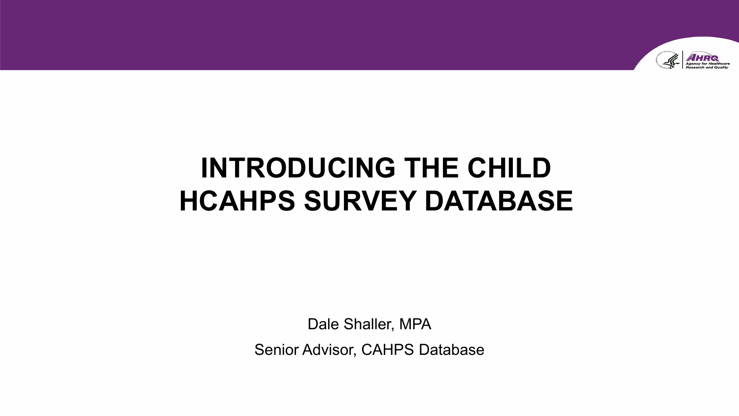# INTRODUCING THE CHILD HCAHPS SURVEY DATABASE

Dale Shaller, MPA

Senior Advisor, CAHPS Database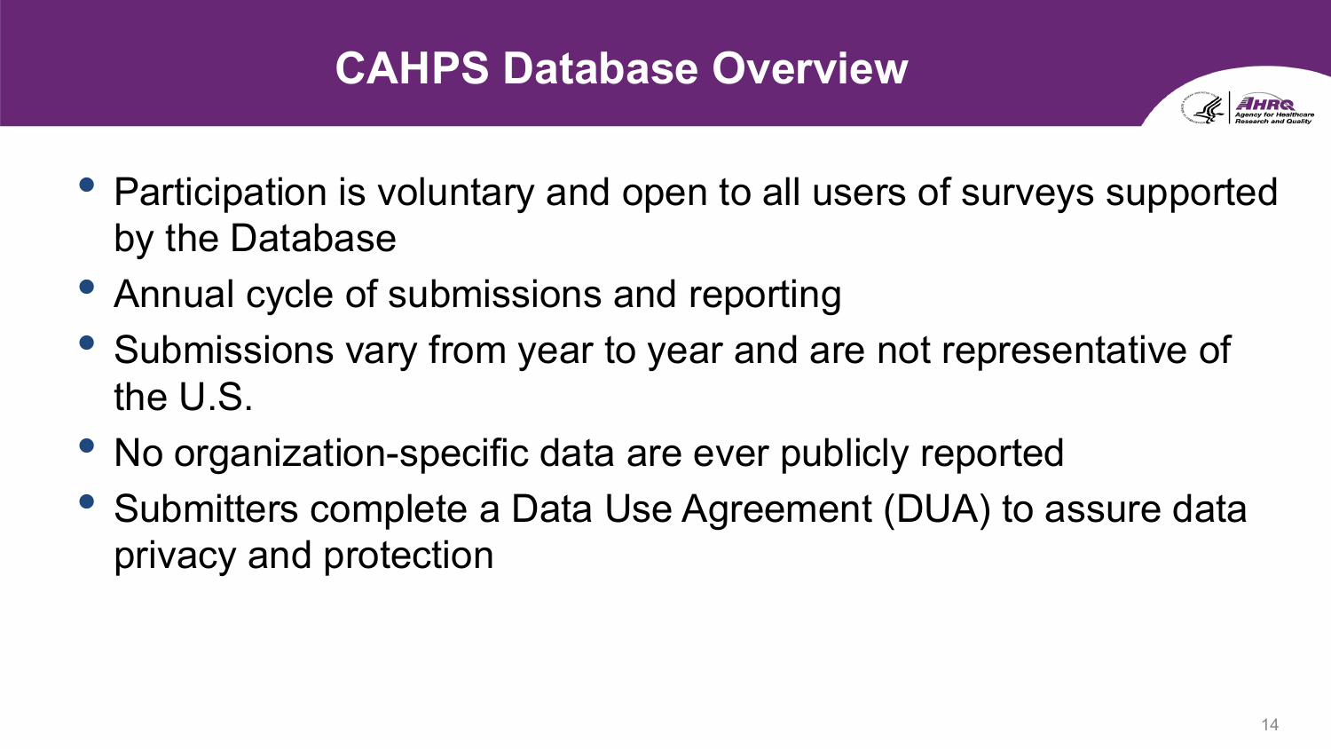# CAHPS Database Overview

- Participation is voluntary and open to all users of surveys supported by the Database
- Annual cycle of submissions and reporting
- Submissions vary from year to year and are not representative of the U.S.
- No organization-specific data are ever publicly reported
- Submitters complete a Data Use Agreement (DUA) to assure data privacy and protection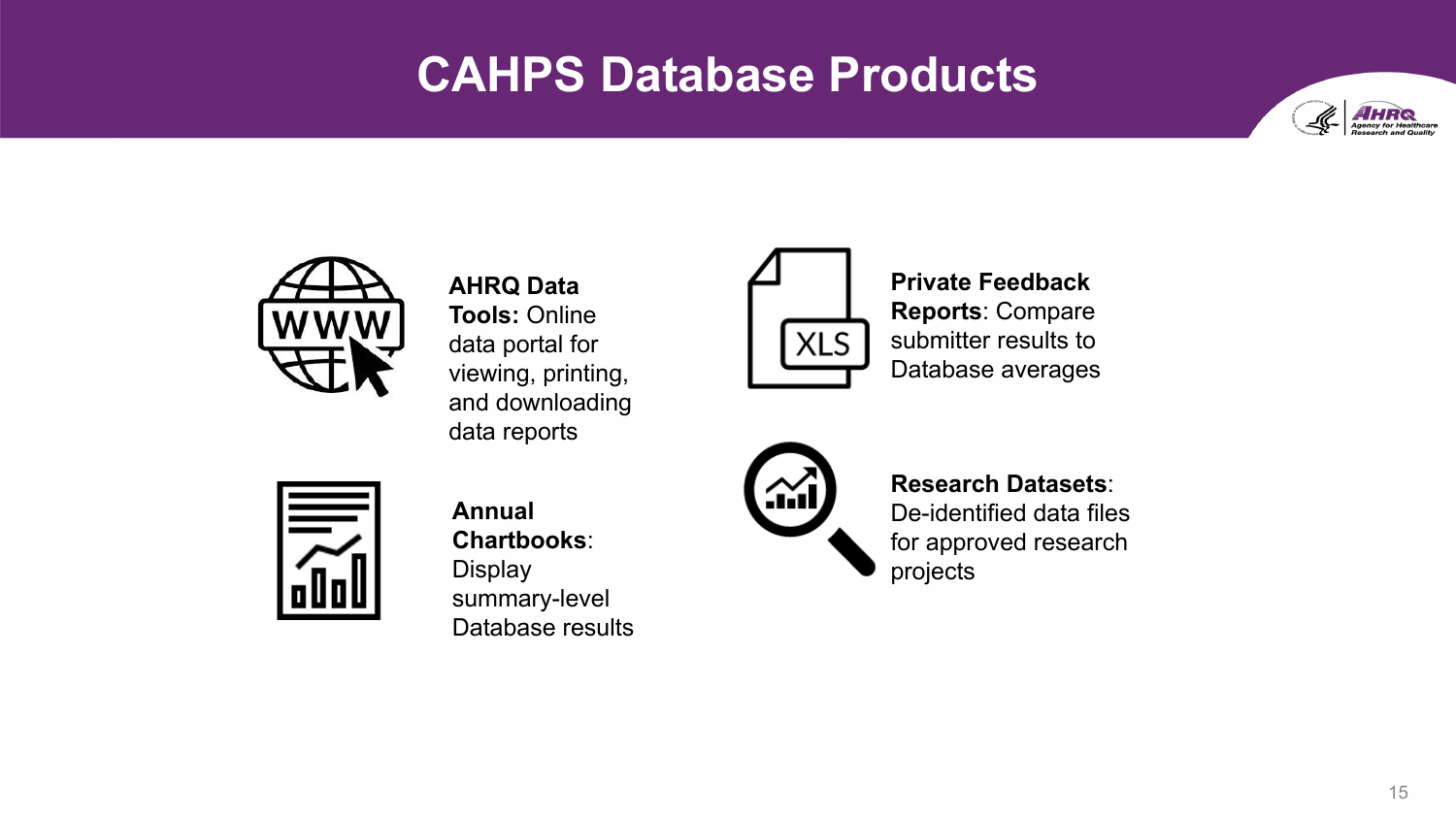# CAHPS Database Products

**AHRQ Data Tools:** Online data portal for viewing, printing, and downloading data reports

**Private Feedback Reports**: Compare submitter results to Database averages

**Annual Chartbooks**: Display summary-level Database results

**Research Datasets**: De-identified data files for approved research projects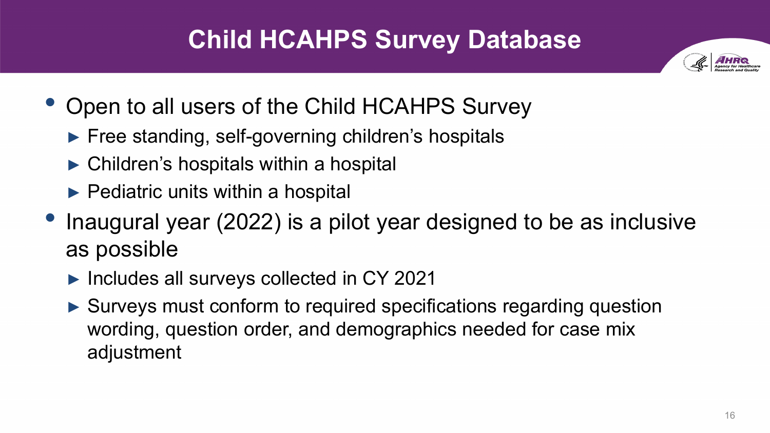# Child HCAHPS Survey Database

- Open to all users of the Child HCAHPS Survey
  - Free standing, self-governing children's hospitals
  - Children's hospitals within a hospital
  - Pediatric units within a hospital
- Inaugural year (2022) is a pilot year designed to be as inclusive as possible
  - Includes all surveys collected in CY 2021
  - Surveys must conform to required specifications regarding question wording, question order, and demographics needed for case mix adjustment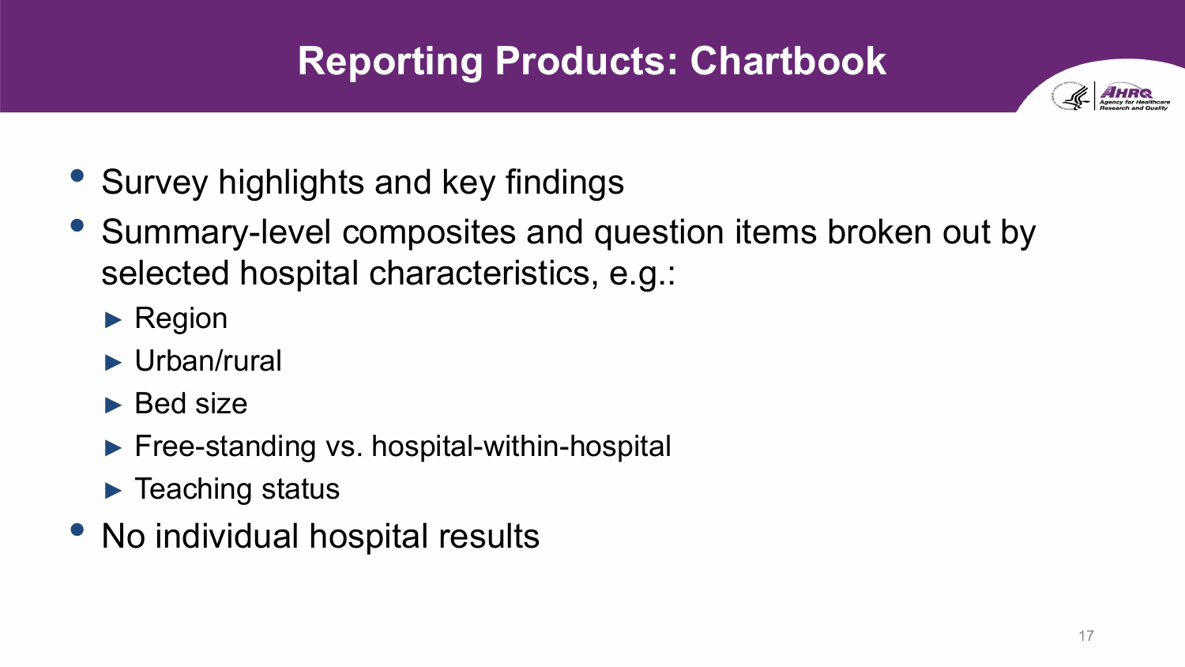# Reporting Products: Chartbook

- Survey highlights and key findings
- Summary-level composites and question items broken out by selected hospital characteristics, e.g.:
  - Region
  - Urban/rural
  - Bed size
  - Free-standing vs. hospital-within-hospital
  - Teaching status
- No individual hospital results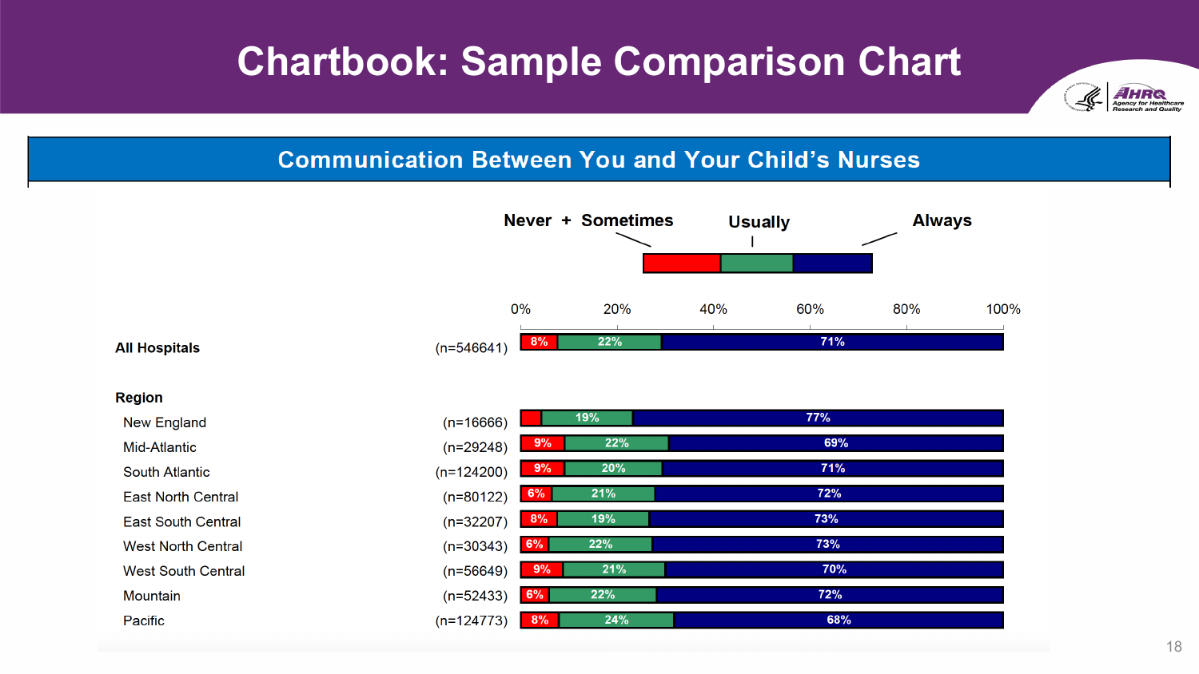# Chartbook: Sample Comparison Chart

## Communication Between You and Your Child's Nurses

| | n | Never + Sometimes | Usually | Always |
|---|---|---|---|---|
| **All Hospitals** | (n=546641) | 8% | 22% | 71% |
| **Region** | | | | |
| New England | (n=16666) | | 19% | 77% |
| Mid-Atlantic | (n=29248) | 9% | 22% | 69% |
| South Atlantic | (n=124200) | 9% | 20% | 71% |
| East North Central | (n=80122) | 6% | 21% | 72% |
| East South Central | (n=32207) | 8% | 19% | 73% |
| West North Central | (n=30343) | 6% | 22% | 73% |
| West South Central | (n=56649) | 9% | 21% | 70% |
| Mountain | (n=52433) | 6% | 22% | 72% |
| Pacific | (n=124773) | 8% | 24% | 68% |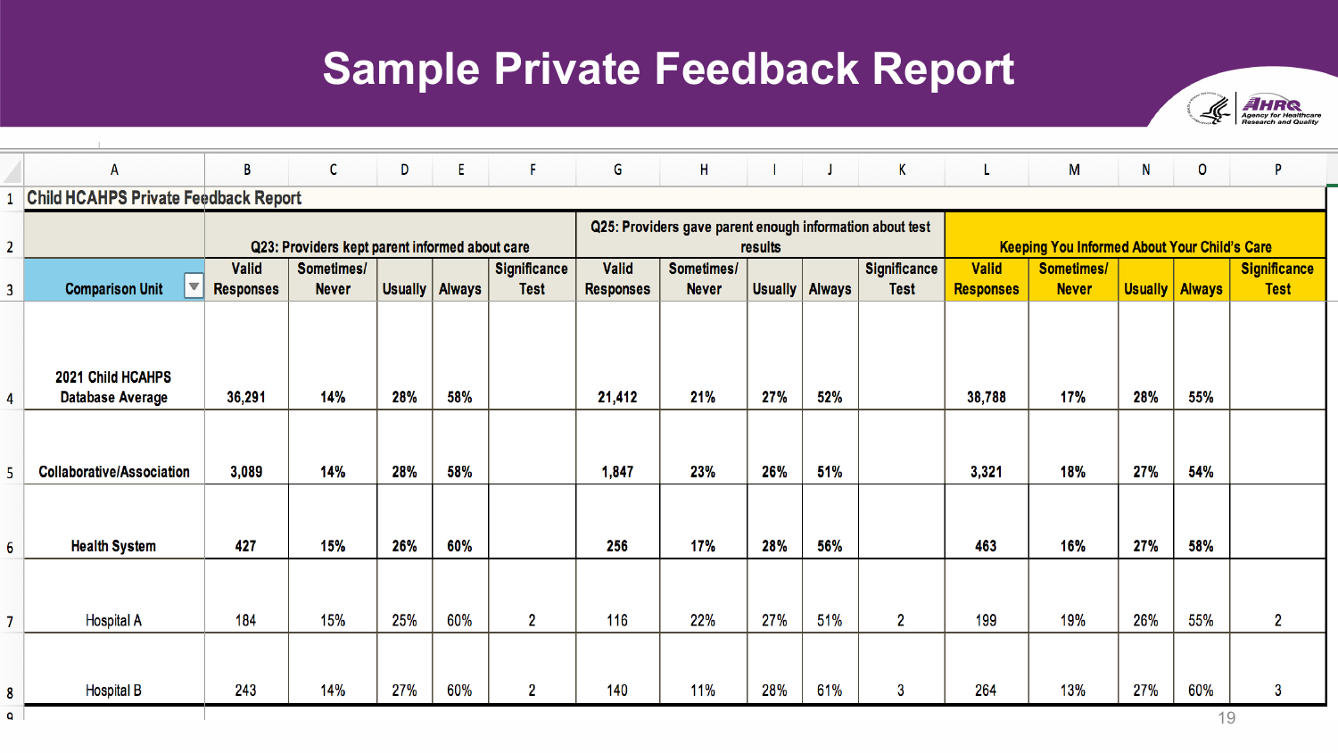# Sample Private Feedback Report

**Child HCAHPS Private Feedback Report**

| | Q23: Providers kept parent informed about care | | | | | Q25: Providers gave parent enough information about test results | | | | | Keeping You Informed About Your Child's Care | | | | |
|---|---|---|---|---|---|---|---|---|---|---|---|---|---|---|---|
| Comparison Unit | Valid Responses | Sometimes/ Never | Usually | Always | Significance Test | Valid Responses | Sometimes/ Never | Usually | Always | Significance Test | Valid Responses | Sometimes/ Never | Usually | Always | Significance Test |
| 2021 Child HCAHPS Database Average | 36,291 | 14% | 28% | 58% | | 21,412 | 21% | 27% | 52% | | 38,788 | 17% | 28% | 55% | |
| Collaborative/Association | 3,089 | 14% | 28% | 58% | | 1,847 | 23% | 26% | 51% | | 3,321 | 18% | 27% | 54% | |
| Health System | 427 | 15% | 26% | 60% | | 256 | 17% | 28% | 56% | | 463 | 16% | 27% | 58% | |
| Hospital A | 184 | 15% | 25% | 60% | 2 | 116 | 22% | 27% | 51% | 2 | 199 | 19% | 26% | 55% | 2 |
| Hospital B | 243 | 14% | 27% | 60% | 2 | 140 | 11% | 28% | 61% | 3 | 264 | 13% | 27% | 60% | 3 |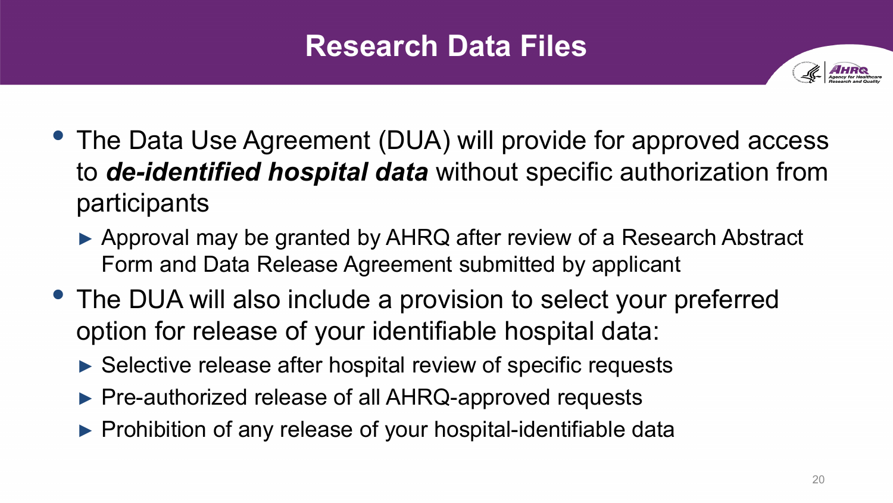# Research Data Files

- The Data Use Agreement (DUA) will provide for approved access to ***de-identified hospital data*** without specific authorization from participants
  - Approval may be granted by AHRQ after review of a Research Abstract Form and Data Release Agreement submitted by applicant
- The DUA will also include a provision to select your preferred option for release of your identifiable hospital data:
  - Selective release after hospital review of specific requests
  - Pre-authorized release of all AHRQ-approved requests
  - Prohibition of any release of your hospital-identifiable data